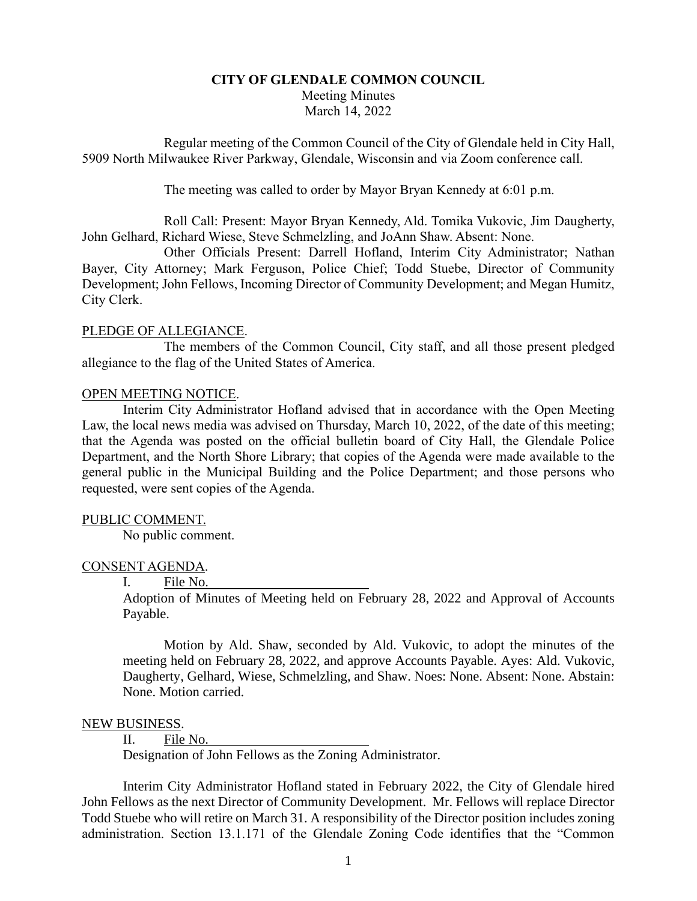**CITY OF GLENDALE COMMON COUNCIL**
Meeting Minutes
March 14, 2022

Regular meeting of the Common Council of the City of Glendale held in City Hall, 5909 North Milwaukee River Parkway, Glendale, Wisconsin and via Zoom conference call.

The meeting was called to order by Mayor Bryan Kennedy at 6:01 p.m.

Roll Call: Present: Mayor Bryan Kennedy, Ald. Tomika Vukovic, Jim Daugherty, John Gelhard, Richard Wiese, Steve Schmelzling, and JoAnn Shaw. Absent: None.

Other Officials Present: Darrell Hofland, Interim City Administrator; Nathan Bayer, City Attorney; Mark Ferguson, Police Chief; Todd Stuebe, Director of Community Development; John Fellows, Incoming Director of Community Development; and Megan Humitz, City Clerk.

PLEDGE OF ALLEGIANCE.

The members of the Common Council, City staff, and all those present pledged allegiance to the flag of the United States of America.

OPEN MEETING NOTICE.

Interim City Administrator Hofland advised that in accordance with the Open Meeting Law, the local news media was advised on Thursday, March 10, 2022, of the date of this meeting; that the Agenda was posted on the official bulletin board of City Hall, the Glendale Police Department, and the North Shore Library; that copies of the Agenda were made available to the general public in the Municipal Building and the Police Department; and those persons who requested, were sent copies of the Agenda.

PUBLIC COMMENT.

No public comment.

CONSENT AGENDA.

I. File No. \_\_\_\_\_\_\_\_\_\_\_\_\_\_\_\_\_\_\_\_\_\_\_\_

Adoption of Minutes of Meeting held on February 28, 2022 and Approval of Accounts Payable.

Motion by Ald. Shaw, seconded by Ald. Vukovic, to adopt the minutes of the meeting held on February 28, 2022, and approve Accounts Payable. Ayes: Ald. Vukovic, Daugherty, Gelhard, Wiese, Schmelzling, and Shaw. Noes: None. Absent: None. Abstain: None. Motion carried.

NEW BUSINESS.

II. File No. \_\_\_\_\_\_\_\_\_\_\_\_\_\_\_\_\_\_\_\_\_\_\_\_

Designation of John Fellows as the Zoning Administrator.

Interim City Administrator Hofland stated in February 2022, the City of Glendale hired John Fellows as the next Director of Community Development. Mr. Fellows will replace Director Todd Stuebe who will retire on March 31. A responsibility of the Director position includes zoning administration. Section 13.1.171 of the Glendale Zoning Code identifies that the "Common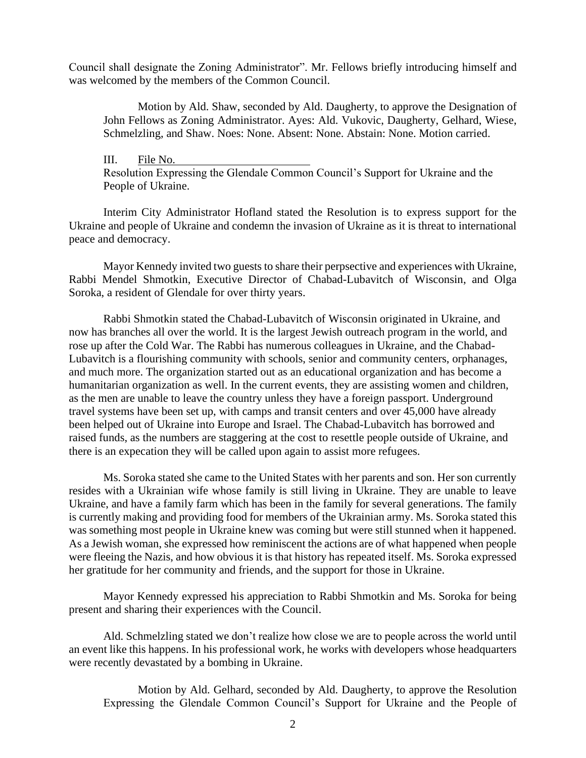Council shall designate the Zoning Administrator". Mr. Fellows briefly introducing himself and was welcomed by the members of the Common Council.

> Motion by Ald. Shaw, seconded by Ald. Daugherty, to approve the Designation of John Fellows as Zoning Administrator. Ayes: Ald. Vukovic, Daugherty, Gelhard, Wiese, Schmelzling, and Shaw. Noes: None. Absent: None. Abstain: None. Motion carried.

III. File No. \_\_\_\_\_\_\_\_\_\_\_\_\_\_\_\_\_\_\_\_\_\_\_\_
Resolution Expressing the Glendale Common Council's Support for Ukraine and the People of Ukraine.

Interim City Administrator Hofland stated the Resolution is to express support for the Ukraine and people of Ukraine and condemn the invasion of Ukraine as it is threat to international peace and democracy.

Mayor Kennedy invited two guests to share their perpsective and experiences with Ukraine, Rabbi Mendel Shmotkin, Executive Director of Chabad-Lubavitch of Wisconsin, and Olga Soroka, a resident of Glendale for over thirty years.

Rabbi Shmotkin stated the Chabad-Lubavitch of Wisconsin originated in Ukraine, and now has branches all over the world. It is the largest Jewish outreach program in the world, and rose up after the Cold War. The Rabbi has numerous colleagues in Ukraine, and the Chabad-Lubavitch is a flourishing community with schools, senior and community centers, orphanages, and much more. The organization started out as an educational organization and has become a humanitarian organization as well. In the current events, they are assisting women and children, as the men are unable to leave the country unless they have a foreign passport. Underground travel systems have been set up, with camps and transit centers and over 45,000 have already been helped out of Ukraine into Europe and Israel. The Chabad-Lubavitch has borrowed and raised funds, as the numbers are staggering at the cost to resettle people outside of Ukraine, and there is an expecation they will be called upon again to assist more refugees.

Ms. Soroka stated she came to the United States with her parents and son. Her son currently resides with a Ukrainian wife whose family is still living in Ukraine. They are unable to leave Ukraine, and have a family farm which has been in the family for several generations. The family is currently making and providing food for members of the Ukrainian army. Ms. Soroka stated this was something most people in Ukraine knew was coming but were still stunned when it happened. As a Jewish woman, she expressed how reminiscent the actions are of what happened when people were fleeing the Nazis, and how obvious it is that history has repeated itself. Ms. Soroka expressed her gratitude for her community and friends, and the support for those in Ukraine.

Mayor Kennedy expressed his appreciation to Rabbi Shmotkin and Ms. Soroka for being present and sharing their experiences with the Council.

Ald. Schmelzling stated we don't realize how close we are to people across the world until an event like this happens. In his professional work, he works with developers whose headquarters were recently devastated by a bombing in Ukraine.

> Motion by Ald. Gelhard, seconded by Ald. Daugherty, to approve the Resolution Expressing the Glendale Common Council's Support for Ukraine and the People of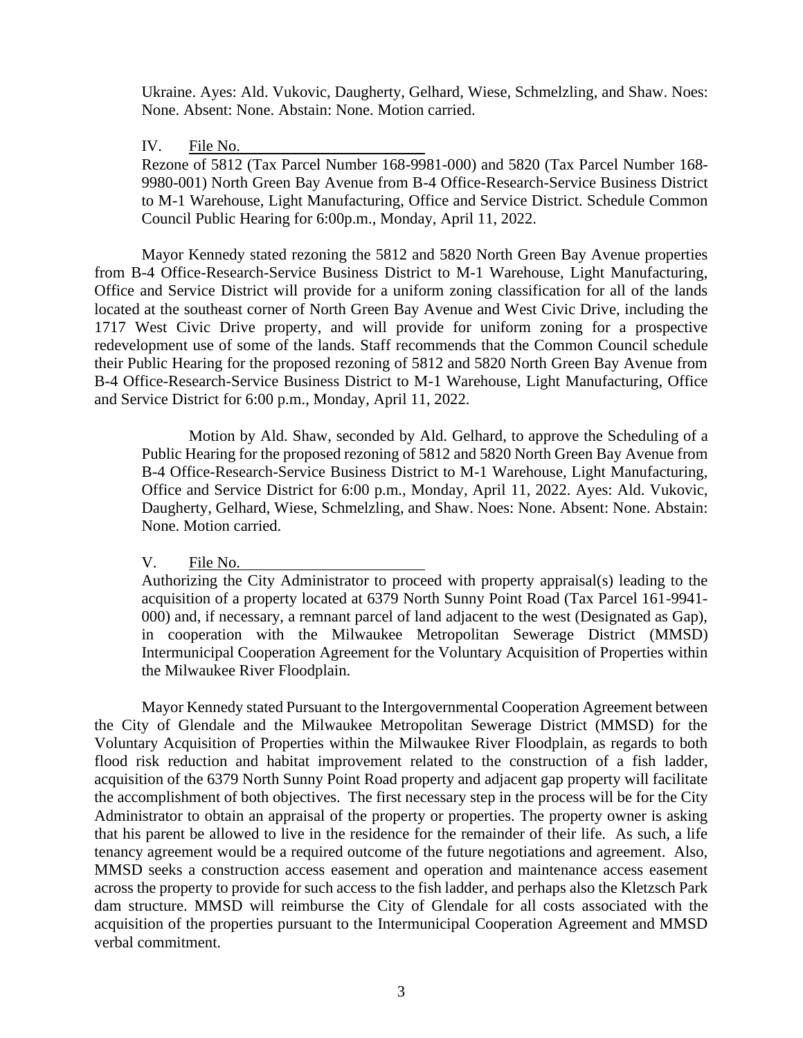Ukraine. Ayes: Ald. Vukovic, Daugherty, Gelhard, Wiese, Schmelzling, and Shaw. Noes: None. Absent: None. Abstain: None. Motion carried.

IV. File No.

Rezone of 5812 (Tax Parcel Number 168-9981-000) and 5820 (Tax Parcel Number 168-9980-001) North Green Bay Avenue from B-4 Office-Research-Service Business District to M-1 Warehouse, Light Manufacturing, Office and Service District. Schedule Common Council Public Hearing for 6:00p.m., Monday, April 11, 2022.

Mayor Kennedy stated rezoning the 5812 and 5820 North Green Bay Avenue properties from B-4 Office-Research-Service Business District to M-1 Warehouse, Light Manufacturing, Office and Service District will provide for a uniform zoning classification for all of the lands located at the southeast corner of North Green Bay Avenue and West Civic Drive, including the 1717 West Civic Drive property, and will provide for uniform zoning for a prospective redevelopment use of some of the lands. Staff recommends that the Common Council schedule their Public Hearing for the proposed rezoning of 5812 and 5820 North Green Bay Avenue from B-4 Office-Research-Service Business District to M-1 Warehouse, Light Manufacturing, Office and Service District for 6:00 p.m., Monday, April 11, 2022.

Motion by Ald. Shaw, seconded by Ald. Gelhard, to approve the Scheduling of a Public Hearing for the proposed rezoning of 5812 and 5820 North Green Bay Avenue from B-4 Office-Research-Service Business District to M-1 Warehouse, Light Manufacturing, Office and Service District for 6:00 p.m., Monday, April 11, 2022. Ayes: Ald. Vukovic, Daugherty, Gelhard, Wiese, Schmelzling, and Shaw. Noes: None. Absent: None. Abstain: None. Motion carried.

V. File No.

Authorizing the City Administrator to proceed with property appraisal(s) leading to the acquisition of a property located at 6379 North Sunny Point Road (Tax Parcel 161-9941-000) and, if necessary, a remnant parcel of land adjacent to the west (Designated as Gap), in cooperation with the Milwaukee Metropolitan Sewerage District (MMSD) Intermunicipal Cooperation Agreement for the Voluntary Acquisition of Properties within the Milwaukee River Floodplain.

Mayor Kennedy stated Pursuant to the Intergovernmental Cooperation Agreement between the City of Glendale and the Milwaukee Metropolitan Sewerage District (MMSD) for the Voluntary Acquisition of Properties within the Milwaukee River Floodplain, as regards to both flood risk reduction and habitat improvement related to the construction of a fish ladder, acquisition of the 6379 North Sunny Point Road property and adjacent gap property will facilitate the accomplishment of both objectives. The first necessary step in the process will be for the City Administrator to obtain an appraisal of the property or properties. The property owner is asking that his parent be allowed to live in the residence for the remainder of their life. As such, a life tenancy agreement would be a required outcome of the future negotiations and agreement. Also, MMSD seeks a construction access easement and operation and maintenance access easement across the property to provide for such access to the fish ladder, and perhaps also the Kletzsch Park dam structure. MMSD will reimburse the City of Glendale for all costs associated with the acquisition of the properties pursuant to the Intermunicipal Cooperation Agreement and MMSD verbal commitment.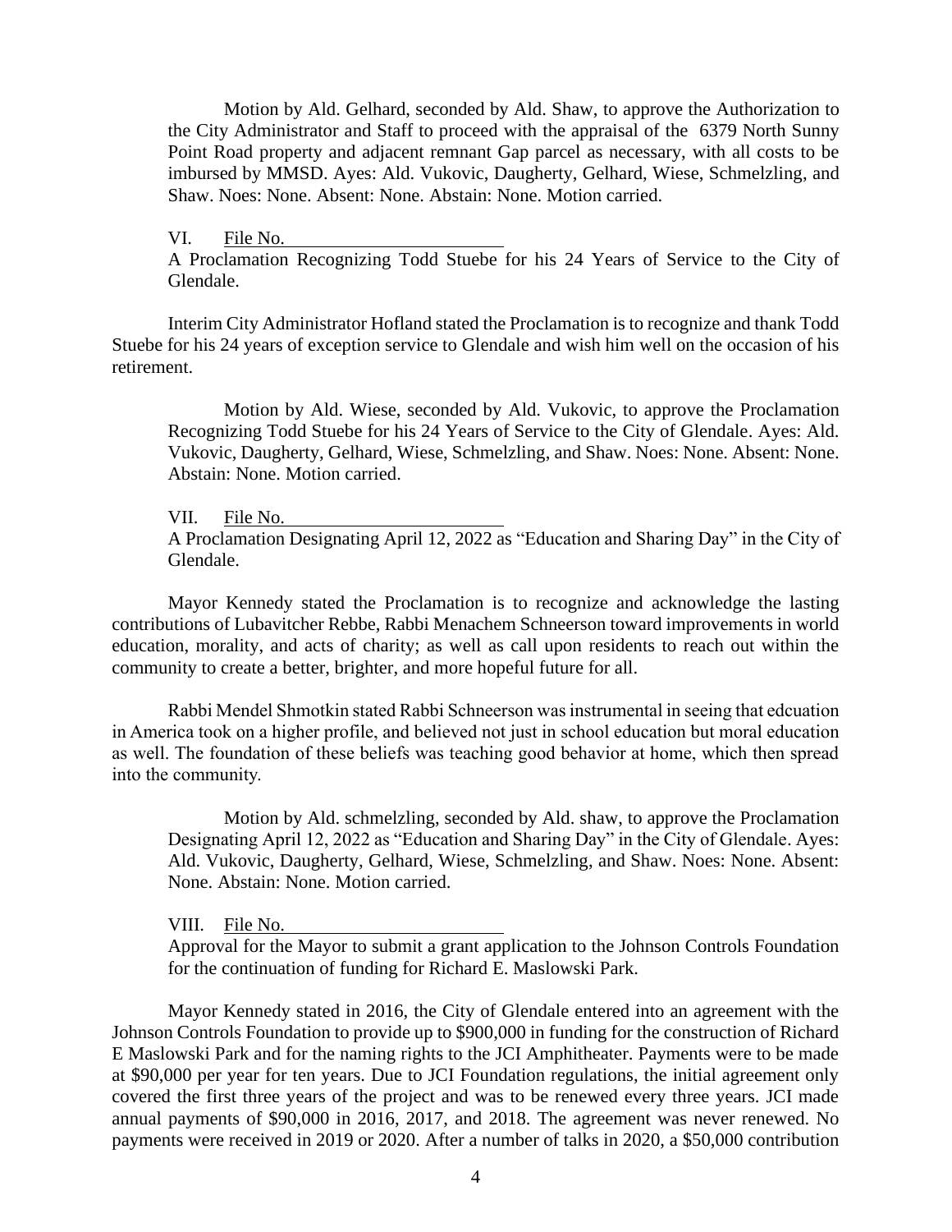Motion by Ald. Gelhard, seconded by Ald. Shaw, to approve the Authorization to the City Administrator and Staff to proceed with the appraisal of the 6379 North Sunny Point Road property and adjacent remnant Gap parcel as necessary, with all costs to be imbursed by MMSD. Ayes: Ald. Vukovic, Daugherty, Gelhard, Wiese, Schmelzling, and Shaw. Noes: None. Absent: None. Abstain: None. Motion carried.

VI. File No. \_\_\_\_\_\_\_\_\_\_\_\_\_\_\_\_\_\_\_\_\_\_

A Proclamation Recognizing Todd Stuebe for his 24 Years of Service to the City of Glendale.

Interim City Administrator Hofland stated the Proclamation is to recognize and thank Todd Stuebe for his 24 years of exception service to Glendale and wish him well on the occasion of his retirement.

Motion by Ald. Wiese, seconded by Ald. Vukovic, to approve the Proclamation Recognizing Todd Stuebe for his 24 Years of Service to the City of Glendale. Ayes: Ald. Vukovic, Daugherty, Gelhard, Wiese, Schmelzling, and Shaw. Noes: None. Absent: None. Abstain: None. Motion carried.

VII. File No. \_\_\_\_\_\_\_\_\_\_\_\_\_\_\_\_\_\_\_\_\_\_

A Proclamation Designating April 12, 2022 as "Education and Sharing Day" in the City of Glendale.

Mayor Kennedy stated the Proclamation is to recognize and acknowledge the lasting contributions of Lubavitcher Rebbe, Rabbi Menachem Schneerson toward improvements in world education, morality, and acts of charity; as well as call upon residents to reach out within the community to create a better, brighter, and more hopeful future for all.

Rabbi Mendel Shmotkin stated Rabbi Schneerson was instrumental in seeing that edcuation in America took on a higher profile, and believed not just in school education but moral education as well. The foundation of these beliefs was teaching good behavior at home, which then spread into the community.

Motion by Ald. schmelzling, seconded by Ald. shaw, to approve the Proclamation Designating April 12, 2022 as "Education and Sharing Day" in the City of Glendale. Ayes: Ald. Vukovic, Daugherty, Gelhard, Wiese, Schmelzling, and Shaw. Noes: None. Absent: None. Abstain: None. Motion carried.

VIII. File No. \_\_\_\_\_\_\_\_\_\_\_\_\_\_\_\_\_\_\_\_\_\_

Approval for the Mayor to submit a grant application to the Johnson Controls Foundation for the continuation of funding for Richard E. Maslowski Park.

Mayor Kennedy stated in 2016, the City of Glendale entered into an agreement with the Johnson Controls Foundation to provide up to $900,000 in funding for the construction of Richard E Maslowski Park and for the naming rights to the JCI Amphitheater. Payments were to be made at $90,000 per year for ten years. Due to JCI Foundation regulations, the initial agreement only covered the first three years of the project and was to be renewed every three years. JCI made annual payments of $90,000 in 2016, 2017, and 2018. The agreement was never renewed. No payments were received in 2019 or 2020. After a number of talks in 2020, a $50,000 contribution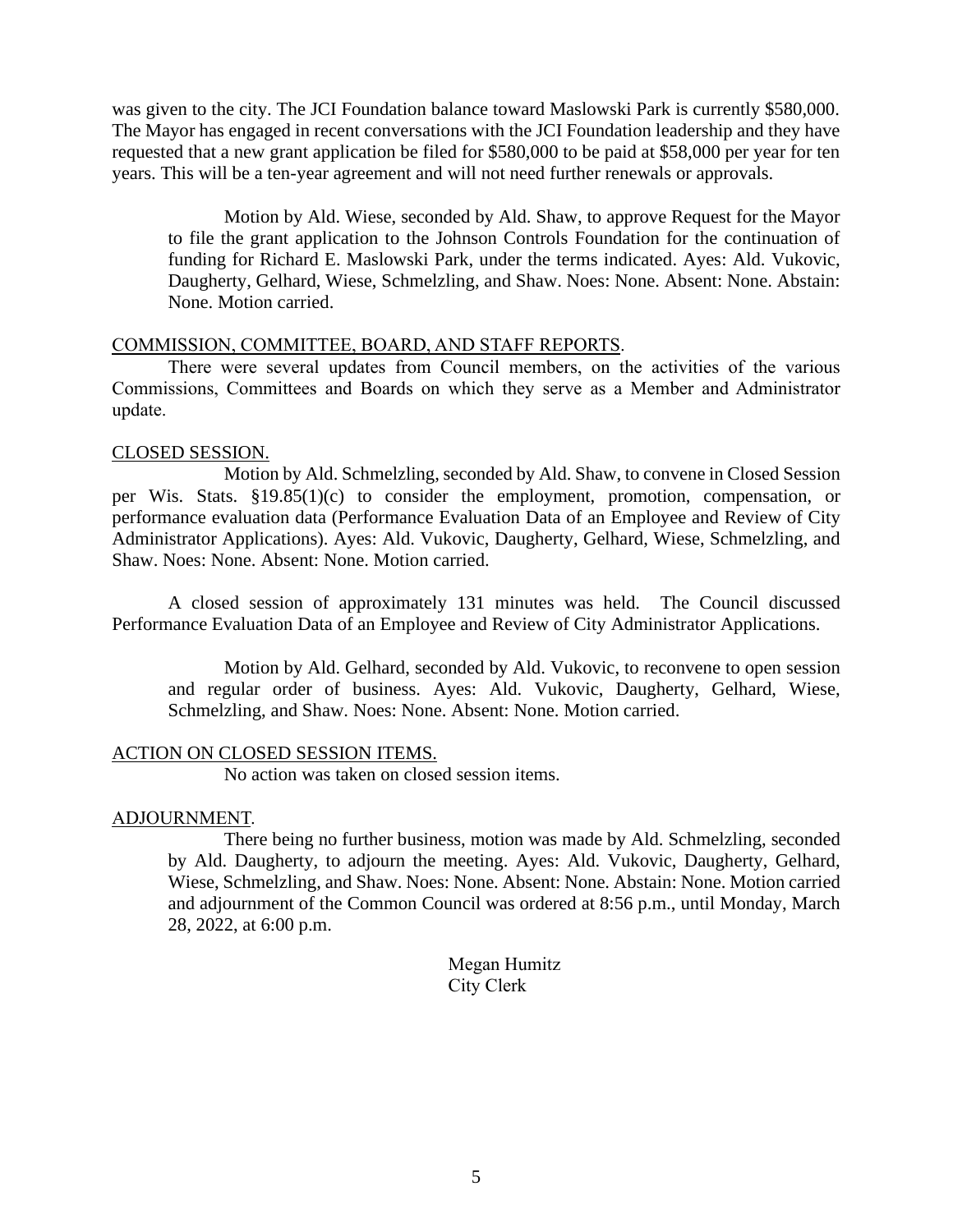was given to the city. The JCI Foundation balance toward Maslowski Park is currently $580,000. The Mayor has engaged in recent conversations with the JCI Foundation leadership and they have requested that a new grant application be filed for $580,000 to be paid at $58,000 per year for ten years. This will be a ten-year agreement and will not need further renewals or approvals.

Motion by Ald. Wiese, seconded by Ald. Shaw, to approve Request for the Mayor to file the grant application to the Johnson Controls Foundation for the continuation of funding for Richard E. Maslowski Park, under the terms indicated. Ayes: Ald. Vukovic, Daugherty, Gelhard, Wiese, Schmelzling, and Shaw. Noes: None. Absent: None. Abstain: None. Motion carried.

COMMISSION, COMMITTEE, BOARD, AND STAFF REPORTS.

There were several updates from Council members, on the activities of the various Commissions, Committees and Boards on which they serve as a Member and Administrator update.

CLOSED SESSION.

Motion by Ald. Schmelzling, seconded by Ald. Shaw, to convene in Closed Session per Wis. Stats. §19.85(1)(c) to consider the employment, promotion, compensation, or performance evaluation data (Performance Evaluation Data of an Employee and Review of City Administrator Applications). Ayes: Ald. Vukovic, Daugherty, Gelhard, Wiese, Schmelzling, and Shaw. Noes: None. Absent: None. Motion carried.

A closed session of approximately 131 minutes was held. The Council discussed Performance Evaluation Data of an Employee and Review of City Administrator Applications.

Motion by Ald. Gelhard, seconded by Ald. Vukovic, to reconvene to open session and regular order of business. Ayes: Ald. Vukovic, Daugherty, Gelhard, Wiese, Schmelzling, and Shaw. Noes: None. Absent: None. Motion carried.

ACTION ON CLOSED SESSION ITEMS.

No action was taken on closed session items.

ADJOURNMENT.

There being no further business, motion was made by Ald. Schmelzling, seconded by Ald. Daugherty, to adjourn the meeting. Ayes: Ald. Vukovic, Daugherty, Gelhard, Wiese, Schmelzling, and Shaw. Noes: None. Absent: None. Abstain: None. Motion carried and adjournment of the Common Council was ordered at 8:56 p.m., until Monday, March 28, 2022, at 6:00 p.m.

Megan Humitz
City Clerk